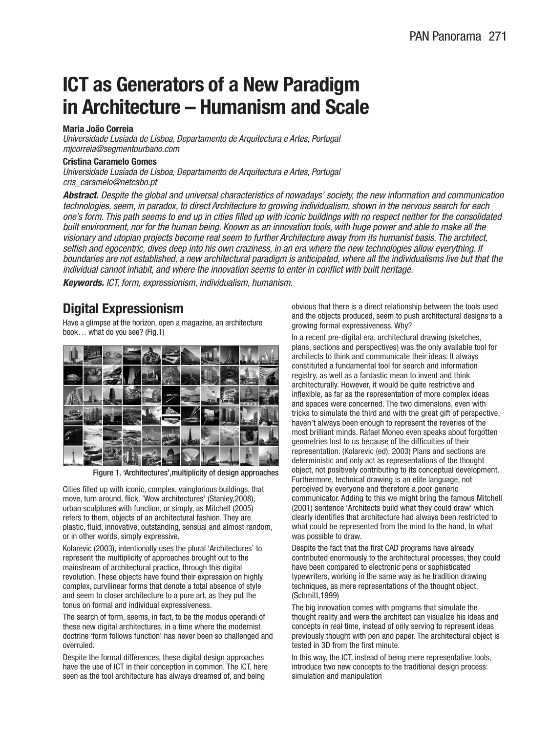# ICT as Generators of a New Paradigm in Architecture – Humanism and Scale

**Maria João Correia**
*Universidade Lusíada de Lisboa, Departamento de Arquitectura e Artes, Portugal*
*mjcorreia@segmentourbano.com*

**Cristina Caramelo Gomes**
*Universidade Lusíada de Lisboa, Departamento de Arquitectura e Artes, Portugal*
*cris_caramelo@netcabo.pt*

***Abstract.*** *Despite the global and universal characteristics of nowadays' society, the new information and communication technologies, seem, in paradox, to direct Architecture to growing individualism, shown in the nervous search for each one's form. This path seems to end up in cities filled up with iconic buildings with no respect neither for the consolidated built environment, nor for the human being. Known as an innovation tools, with huge power and able to make all the visionary and utopian projects become real seem to further Architecture away from its humanist basis. The architect, selfish and egocentric, dives deep into his own craziness, in an era where the new technologies allow everything. If boundaries are not established, a new architectural paradigm is anticipated, where all the individualisms live but that the individual cannot inhabit, and where the innovation seems to enter in conflict with built heritage.*

***Keywords.*** *ICT, form, expressionism, individualism, humanism.*

## Digital Expressionism

Have a glimpse at the horizon, open a magazine, an architecture book… what do you see? (Fig.1)

Figure 1. 'Architectures',multiplicity of design approaches

Cities filled up with iconic, complex, vainglorious buildings, that move, turn around, flick. 'Wow architectures' (Stanley,2008), urban sculptures with function, or simply, as Mitchell (2005) refers to them, objects of an architectural fashion. They are plastic, fluid, innovative, outstanding, sensual and almost random, or in other words, simply expressive.

Kolarevic (2003), intentionally uses the plural 'Architectures' to represent the multiplicity of approaches brought out to the mainstream of architectural practice, through this digital revolution. These objects have found their expression on highly complex, curvilinear forms that denote a total absence of style and seem to closer architecture to a pure art, as they put the tonus on formal and individual expressiveness.

The search of form, seems, in fact, to be the modus operandi of these new digital architectures, in a time where the modernist doctrine 'form follows function' has never been so challenged and overruled.

Despite the formal differences, these digital design approaches have the use of ICT in their conception in common. The ICT, here seen as the tool architecture has always dreamed of, and being obvious that there is a direct relationship between the tools used and the objects produced, seem to push architectural designs to a growing formal expressiveness. Why?

In a recent pre-digital era, architectural drawing (sketches, plans, sections and perspectives) was the only available tool for architects to think and communicate their ideas. It always constituted a fundamental tool for search and information registry, as well as a fantastic mean to invent and think architecturally. However, it would be quite restrictive and inflexible, as far as the representation of more complex ideas and spaces were concerned. The two dimensions, even with tricks to simulate the third and with the great gift of perspective, haven't always been enough to represent the reveries of the most brilliant minds. Rafael Moneo even speaks about forgotten geometries lost to us because of the difficulties of their representation. (Kolarevic (ed), 2003) Plans and sections are deterministic and only act as representations of the thought object, not positively contributing to its conceptual development. Furthermore, technical drawing is an elite language, not perceived by everyone and therefore a poor generic communicator. Adding to this we might bring the famous Mitchell (2001) sentence 'Architects build what they could draw' which clearly identifies that architecture had always been restricted to what could be represented from the mind to the hand, to what was possible to draw.

Despite the fact that the first CAD programs have already contributed enormously to the architectural processes, they could have been compared to electronic pens or sophisticated typewriters, working in the same way as he tradition drawing techniques, as mere representations of the thought object. (Schmitt,1999)

The big innovation comes with programs that simulate the thought reality and were the architect can visualize his ideas and concepts in real time, instead of only serving to represent ideas previously thought with pen and paper. The architectural object is tested in 3D from the first minute.

In this way, the ICT, instead of being mere representative tools, introduce two new concepts to the traditional design process: simulation and manipulation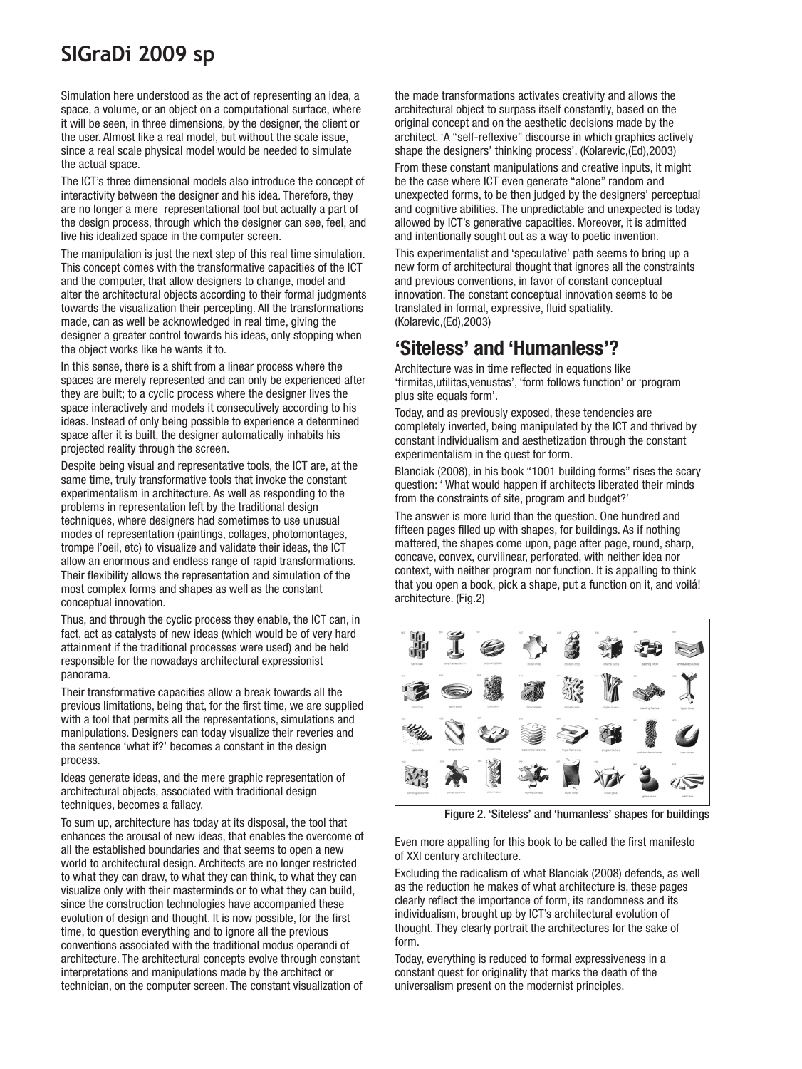Simulation here understood as the act of representing an idea, a space, a volume, or an object on a computational surface, where it will be seen, in three dimensions, by the designer, the client or the user. Almost like a real model, but without the scale issue, since a real scale physical model would be needed to simulate the actual space.

The ICT's three dimensional models also introduce the concept of interactivity between the designer and his idea. Therefore, they are no longer a mere representational tool but actually a part of the design process, through which the designer can see, feel, and live his idealized space in the computer screen.

The manipulation is just the next step of this real time simulation. This concept comes with the transformative capacities of the ICT and the computer, that allow designers to change, model and alter the architectural objects according to their formal judgments towards the visualization their percepting. All the transformations made, can as well be acknowledged in real time, giving the designer a greater control towards his ideas, only stopping when the object works like he wants it to.

In this sense, there is a shift from a linear process where the spaces are merely represented and can only be experienced after they are built; to a cyclic process where the designer lives the space interactively and models it consecutively according to his ideas. Instead of only being possible to experience a determined space after it is built, the designer automatically inhabits his projected reality through the screen.

Despite being visual and representative tools, the ICT are, at the same time, truly transformative tools that invoke the constant experimentalism in architecture. As well as responding to the problems in representation left by the traditional design techniques, where designers had sometimes to use unusual modes of representation (paintings, collages, photomontages, trompe l'oeil, etc) to visualize and validate their ideas, the ICT allow an enormous and endless range of rapid transformations. Their flexibility allows the representation and simulation of the most complex forms and shapes as well as the constant conceptual innovation.

Thus, and through the cyclic process they enable, the ICT can, in fact, act as catalysts of new ideas (which would be of very hard attainment if the traditional processes were used) and be held responsible for the nowadays architectural expressionist panorama.

Their transformative capacities allow a break towards all the previous limitations, being that, for the first time, we are supplied with a tool that permits all the representations, simulations and manipulations. Designers can today visualize their reveries and the sentence 'what if?' becomes a constant in the design process.

Ideas generate ideas, and the mere graphic representation of architectural objects, associated with traditional design techniques, becomes a fallacy.

To sum up, architecture has today at its disposal, the tool that enhances the arousal of new ideas, that enables the overcome of all the established boundaries and that seems to open a new world to architectural design. Architects are no longer restricted to what they can draw, to what they can think, to what they can visualize only with their masterminds or to what they can build, since the construction technologies have accompanied these evolution of design and thought. It is now possible, for the first time, to question everything and to ignore all the previous conventions associated with the traditional modus operandi of architecture. The architectural concepts evolve through constant interpretations and manipulations made by the architect or technician, on the computer screen. The constant visualization of the made transformations activates creativity and allows the architectural object to surpass itself constantly, based on the original concept and on the aesthetic decisions made by the architect. 'A "self-reflexive" discourse in which graphics actively shape the designers' thinking process'. (Kolarevic,(Ed),2003)

From these constant manipulations and creative inputs, it might be the case where ICT even generate "alone" random and unexpected forms, to be then judged by the designers' perceptual and cognitive abilities. The unpredictable and unexpected is today allowed by ICT's generative capacities. Moreover, it is admitted and intentionally sought out as a way to poetic invention.

This experimentalist and 'speculative' path seems to bring up a new form of architectural thought that ignores all the constraints and previous conventions, in favor of constant conceptual innovation. The constant conceptual innovation seems to be translated in formal, expressive, fluid spatiality. (Kolarevic,(Ed),2003)

## 'Siteless' and 'Humanless'?

Architecture was in time reflected in equations like 'firmitas,utilitas,venustas', 'form follows function' or 'program plus site equals form'.

Today, and as previously exposed, these tendencies are completely inverted, being manipulated by the ICT and thrived by constant individualism and aesthetization through the constant experimentalism in the quest for form.

Blanciak (2008), in his book "1001 building forms" rises the scary question: ' What would happen if architects liberated their minds from the constraints of site, program and budget?'

The answer is more lurid than the question. One hundred and fifteen pages filled up with shapes, for buildings. As if nothing mattered, the shapes come upon, page after page, round, sharp, concave, convex, curvilinear, perforated, with neither idea nor context, with neither program nor function. It is appalling to think that you open a book, pick a shape, put a function on it, and voilá! architecture. (Fig.2)

Figure 2. 'Siteless' and 'humanless' shapes for buildings

Even more appalling for this book to be called the first manifesto of XXI century architecture.

Excluding the radicalism of what Blanciak (2008) defends, as well as the reduction he makes of what architecture is, these pages clearly reflect the importance of form, its randomness and its individualism, brought up by ICT's architectural evolution of thought. They clearly portrait the architectures for the sake of form.

Today, everything is reduced to formal expressiveness in a constant quest for originality that marks the death of the universalism present on the modernist principles.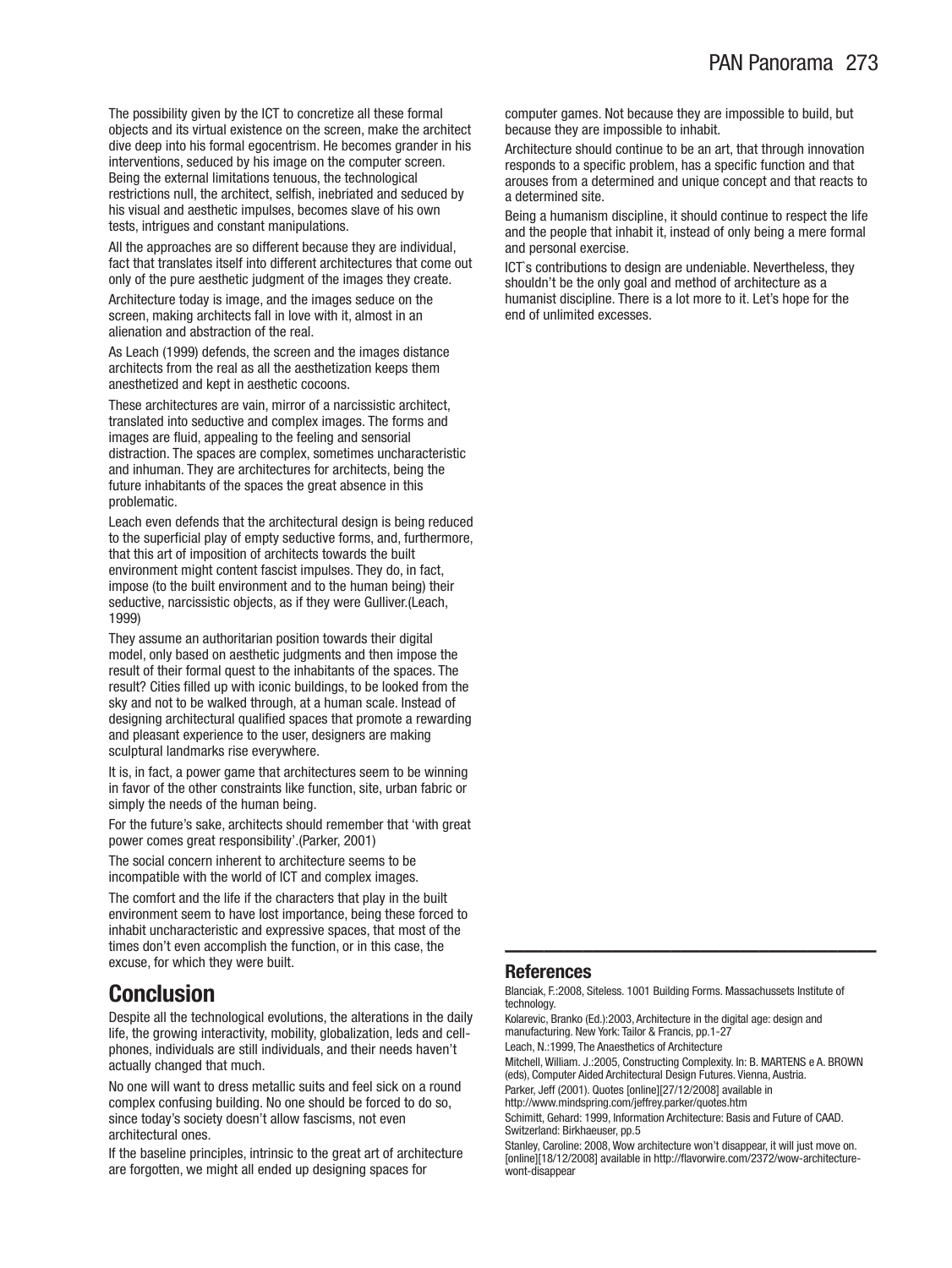The possibility given by the ICT to concretize all these formal objects and its virtual existence on the screen, make the architect dive deep into his formal egocentrism. He becomes grander in his interventions, seduced by his image on the computer screen. Being the external limitations tenuous, the technological restrictions null, the architect, selfish, inebriated and seduced by his visual and aesthetic impulses, becomes slave of his own tests, intrigues and constant manipulations.

All the approaches are so different because they are individual, fact that translates itself into different architectures that come out only of the pure aesthetic judgment of the images they create.

Architecture today is image, and the images seduce on the screen, making architects fall in love with it, almost in an alienation and abstraction of the real.

As Leach (1999) defends, the screen and the images distance architects from the real as all the aesthetization keeps them anesthetized and kept in aesthetic cocoons.

These architectures are vain, mirror of a narcissistic architect, translated into seductive and complex images. The forms and images are fluid, appealing to the feeling and sensorial distraction. The spaces are complex, sometimes uncharacteristic and inhuman. They are architectures for architects, being the future inhabitants of the spaces the great absence in this problematic.

Leach even defends that the architectural design is being reduced to the superficial play of empty seductive forms, and, furthermore, that this art of imposition of architects towards the built environment might content fascist impulses. They do, in fact, impose (to the built environment and to the human being) their seductive, narcissistic objects, as if they were Gulliver.(Leach, 1999)

They assume an authoritarian position towards their digital model, only based on aesthetic judgments and then impose the result of their formal quest to the inhabitants of the spaces. The result? Cities filled up with iconic buildings, to be looked from the sky and not to be walked through, at a human scale. Instead of designing architectural qualified spaces that promote a rewarding and pleasant experience to the user, designers are making sculptural landmarks rise everywhere.

It is, in fact, a power game that architectures seem to be winning in favor of the other constraints like function, site, urban fabric or simply the needs of the human being.

For the future's sake, architects should remember that 'with great power comes great responsibility'.(Parker, 2001)

The social concern inherent to architecture seems to be incompatible with the world of ICT and complex images.

The comfort and the life if the characters that play in the built environment seem to have lost importance, being these forced to inhabit uncharacteristic and expressive spaces, that most of the times don't even accomplish the function, or in this case, the excuse, for which they were built.

## Conclusion

Despite all the technological evolutions, the alterations in the daily life, the growing interactivity, mobility, globalization, leds and cell-phones, individuals are still individuals, and their needs haven't actually changed that much.

No one will want to dress metallic suits and feel sick on a round complex confusing building. No one should be forced to do so, since today's society doesn't allow fascisms, not even architectural ones.

If the baseline principles, intrinsic to the great art of architecture are forgotten, we might all ended up designing spaces for computer games. Not because they are impossible to build, but because they are impossible to inhabit.

Architecture should continue to be an art, that through innovation responds to a specific problem, has a specific function and that arouses from a determined and unique concept and that reacts to a determined site.

Being a humanism discipline, it should continue to respect the life and the people that inhabit it, instead of only being a mere formal and personal exercise.

ICT`s contributions to design are undeniable. Nevertheless, they shouldn't be the only goal and method of architecture as a humanist discipline. There is a lot more to it. Let's hope for the end of unlimited excesses.

## References

Blanciak, F.:2008, Siteless. 1001 Building Forms. Massachussets Institute of technology.

Kolarevic, Branko (Ed.):2003, Architecture in the digital age: design and manufacturing. New York: Tailor & Francis, pp.1-27

Leach, N.:1999, The Anaesthetics of Architecture

Mitchell, William. J.:2005, Constructing Complexity. In: B. MARTENS e A. BROWN (eds), Computer Aided Architectural Design Futures. Vienna, Austria.

Parker, Jeff (2001). Quotes [online][27/12/2008] available in http://www.mindspring.com/jeffrey.parker/quotes.htm

Schimitt, Gehard: 1999, Information Architecture: Basis and Future of CAAD. Switzerland: Birkhaeuser, pp.5

Stanley, Caroline: 2008, Wow architecture won't disappear, it will just move on. [online][18/12/2008] available in http://flavorwire.com/2372/wow-architecture-wont-disappear